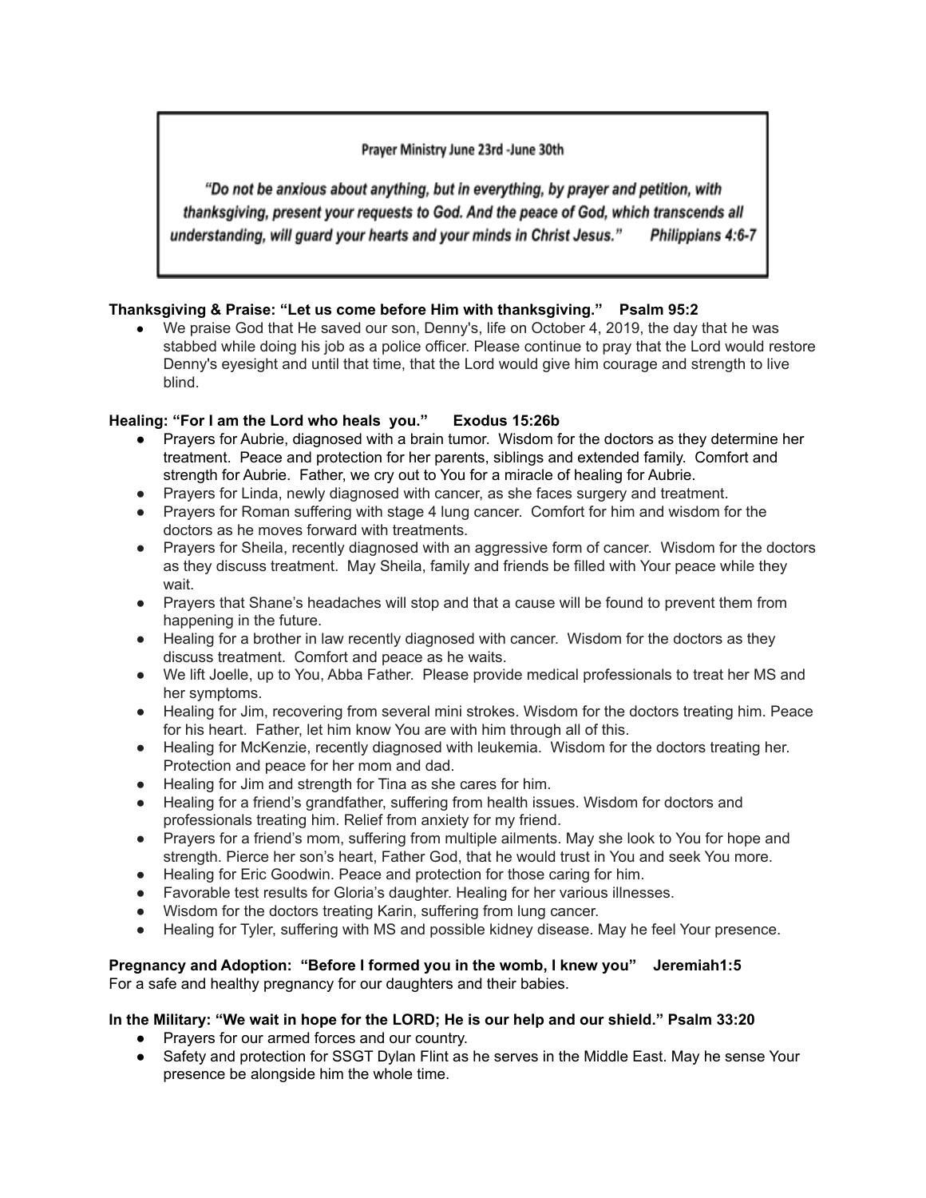Prayer Ministry June 23rd -June 30th

*"Do not be anxious about anything, but in everything, by prayer and petition, with thanksgiving, present your requests to God. And the peace of God, which transcends all understanding, will guard your hearts and your minds in Christ Jesus." Philippians 4:6-7*

**Thanksgiving & Praise: "Let us come before Him with thanksgiving." Psalm 95:2**

- We praise God that He saved our son, Denny's, life on October 4, 2019, the day that he was stabbed while doing his job as a police officer. Please continue to pray that the Lord would restore Denny's eyesight and until that time, that the Lord would give him courage and strength to live blind.

**Healing: "For I am the Lord who heals you." Exodus 15:26b**

- Prayers for Aubrie, diagnosed with a brain tumor. Wisdom for the doctors as they determine her treatment. Peace and protection for her parents, siblings and extended family. Comfort and strength for Aubrie. Father, we cry out to You for a miracle of healing for Aubrie.
- Prayers for Linda, newly diagnosed with cancer, as she faces surgery and treatment.
- Prayers for Roman suffering with stage 4 lung cancer. Comfort for him and wisdom for the doctors as he moves forward with treatments.
- Prayers for Sheila, recently diagnosed with an aggressive form of cancer. Wisdom for the doctors as they discuss treatment. May Sheila, family and friends be filled with Your peace while they wait.
- Prayers that Shane's headaches will stop and that a cause will be found to prevent them from happening in the future.
- Healing for a brother in law recently diagnosed with cancer. Wisdom for the doctors as they discuss treatment. Comfort and peace as he waits.
- We lift Joelle, up to You, Abba Father. Please provide medical professionals to treat her MS and her symptoms.
- Healing for Jim, recovering from several mini strokes. Wisdom for the doctors treating him. Peace for his heart. Father, let him know You are with him through all of this.
- Healing for McKenzie, recently diagnosed with leukemia. Wisdom for the doctors treating her. Protection and peace for her mom and dad.
- Healing for Jim and strength for Tina as she cares for him.
- Healing for a friend's grandfather, suffering from health issues. Wisdom for doctors and professionals treating him. Relief from anxiety for my friend.
- Prayers for a friend's mom, suffering from multiple ailments. May she look to You for hope and strength. Pierce her son's heart, Father God, that he would trust in You and seek You more.
- Healing for Eric Goodwin. Peace and protection for those caring for him.
- Favorable test results for Gloria's daughter. Healing for her various illnesses.
- Wisdom for the doctors treating Karin, suffering from lung cancer.
- Healing for Tyler, suffering with MS and possible kidney disease. May he feel Your presence.

**Pregnancy and Adoption: "Before I formed you in the womb, I knew you" Jeremiah1:5**

For a safe and healthy pregnancy for our daughters and their babies.

**In the Military: "We wait in hope for the LORD; He is our help and our shield." Psalm 33:20**

- Prayers for our armed forces and our country.
- Safety and protection for SSGT Dylan Flint as he serves in the Middle East. May he sense Your presence be alongside him the whole time.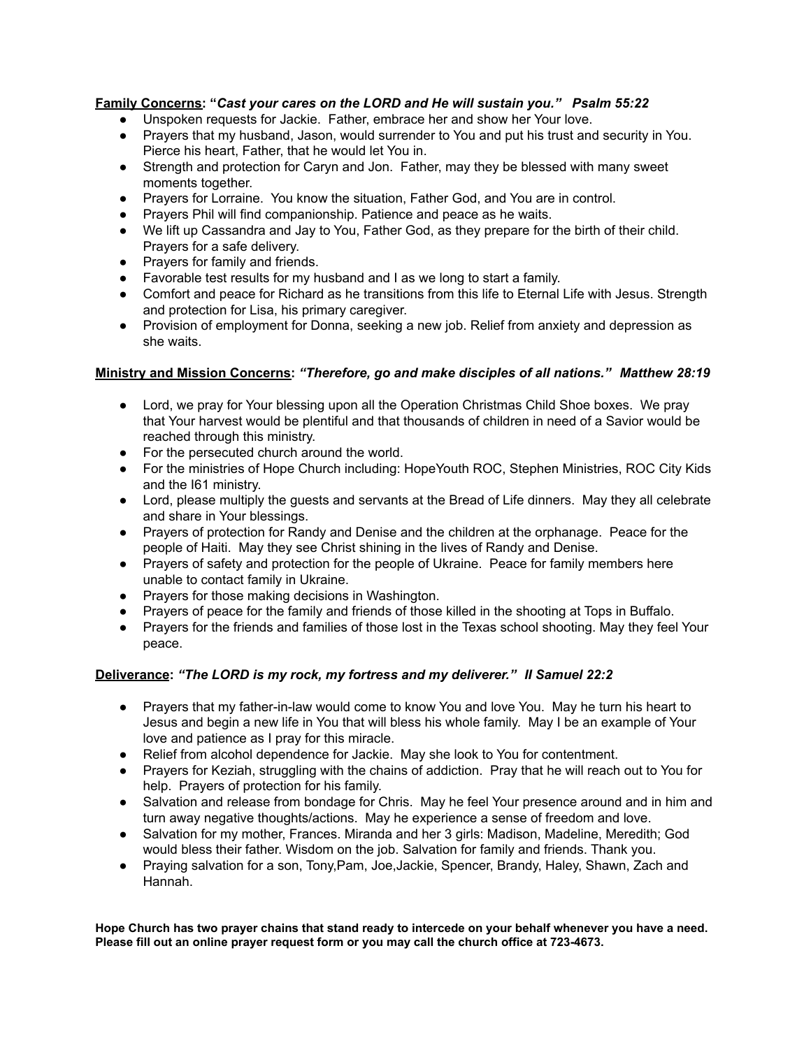**<u>Family Concerns</u>: "*Cast your cares on the LORD and He will sustain you." Psalm 55:22***

- Unspoken requests for Jackie. Father, embrace her and show her Your love.
- Prayers that my husband, Jason, would surrender to You and put his trust and security in You. Pierce his heart, Father, that he would let You in.
- Strength and protection for Caryn and Jon. Father, may they be blessed with many sweet moments together.
- Prayers for Lorraine. You know the situation, Father God, and You are in control.
- Prayers Phil will find companionship. Patience and peace as he waits.
- We lift up Cassandra and Jay to You, Father God, as they prepare for the birth of their child. Prayers for a safe delivery.
- Prayers for family and friends.
- Favorable test results for my husband and I as we long to start a family.
- Comfort and peace for Richard as he transitions from this life to Eternal Life with Jesus. Strength and protection for Lisa, his primary caregiver.
- Provision of employment for Donna, seeking a new job. Relief from anxiety and depression as she waits.

**<u>Ministry and Mission Concerns</u>: *"Therefore, go and make disciples of all nations." Matthew 28:19***

- Lord, we pray for Your blessing upon all the Operation Christmas Child Shoe boxes. We pray that Your harvest would be plentiful and that thousands of children in need of a Savior would be reached through this ministry.
- For the persecuted church around the world.
- For the ministries of Hope Church including: HopeYouth ROC, Stephen Ministries, ROC City Kids and the I61 ministry.
- Lord, please multiply the guests and servants at the Bread of Life dinners. May they all celebrate and share in Your blessings.
- Prayers of protection for Randy and Denise and the children at the orphanage. Peace for the people of Haiti. May they see Christ shining in the lives of Randy and Denise.
- Prayers of safety and protection for the people of Ukraine. Peace for family members here unable to contact family in Ukraine.
- Prayers for those making decisions in Washington.
- Prayers of peace for the family and friends of those killed in the shooting at Tops in Buffalo.
- Prayers for the friends and families of those lost in the Texas school shooting. May they feel Your peace.

**<u>Deliverance</u>: *"The LORD is my rock, my fortress and my deliverer." II Samuel 22:2***

- Prayers that my father-in-law would come to know You and love You. May he turn his heart to Jesus and begin a new life in You that will bless his whole family. May I be an example of Your love and patience as I pray for this miracle.
- Relief from alcohol dependence for Jackie. May she look to You for contentment.
- Prayers for Keziah, struggling with the chains of addiction. Pray that he will reach out to You for help. Prayers of protection for his family.
- Salvation and release from bondage for Chris. May he feel Your presence around and in him and turn away negative thoughts/actions. May he experience a sense of freedom and love.
- Salvation for my mother, Frances. Miranda and her 3 girls: Madison, Madeline, Meredith; God would bless their father. Wisdom on the job. Salvation for family and friends. Thank you.
- Praying salvation for a son, Tony,Pam, Joe,Jackie, Spencer, Brandy, Haley, Shawn, Zach and Hannah.

**Hope Church has two prayer chains that stand ready to intercede on your behalf whenever you have a need. Please fill out an online prayer request form or you may call the church office at 723-4673.**